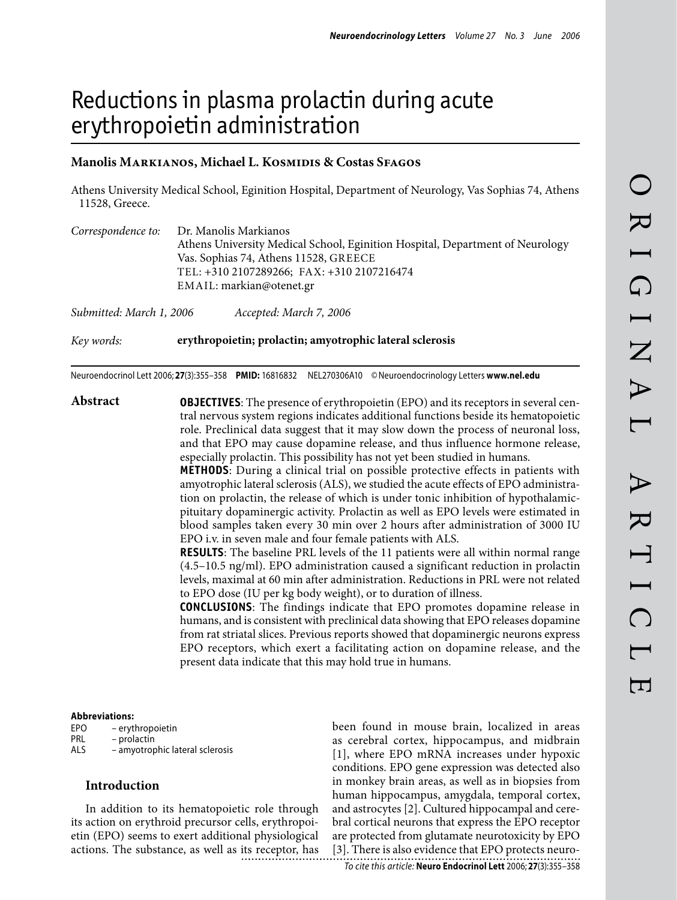# Reductions in plasma prolactin during acute erythropoietin administration

**Manolis Markianos, Michael L. Kosmidis & Costas Sfagos**

Athens University Medical School, Eginition Hospital, Department of Neurology, Vas Sophias 74, Athens 11528, Greece.

*Correspondence to:* Dr. Manolis Markianos
Athens University Medical School, Eginition Hospital, Department of Neurology
Vas. Sophias 74, Athens 11528, GREECE
TEL: +310 2107289266; FAX: +310 2107216474
EMAIL: markian@otenet.gr

*Submitted: March 1, 2006* *Accepted: March 7, 2006*

*Key words:* **erythropoietin; prolactin; amyotrophic lateral sclerosis**

Neuroendocrinol Lett 2006; **27**(3):355–358 **PMID:** 16816832 NEL270306A10 © Neuroendocrinology Letters **www.nel.edu**

## Abstract

**OBJECTIVES**: The presence of erythropoietin (EPO) and its receptors in several central nervous system regions indicates additional functions beside its hematopoietic role. Preclinical data suggest that it may slow down the process of neuronal loss, and that EPO may cause dopamine release, and thus influence hormone release, especially prolactin. This possibility has not yet been studied in humans.

**METHODS**: During a clinical trial on possible protective effects in patients with amyotrophic lateral sclerosis (ALS), we studied the acute effects of EPO administration on prolactin, the release of which is under tonic inhibition of hypothalamic-pituitary dopaminergic activity. Prolactin as well as EPO levels were estimated in blood samples taken every 30 min over 2 hours after administration of 3000 IU EPO i.v. in seven male and four female patients with ALS.

**RESULTS**: The baseline PRL levels of the 11 patients were all within normal range (4.5–10.5 ng/ml). EPO administration caused a significant reduction in prolactin levels, maximal at 60 min after administration. Reductions in PRL were not related to EPO dose (IU per kg body weight), or to duration of illness.

**CONCLUSIONS**: The findings indicate that EPO promotes dopamine release in humans, and is consistent with preclinical data showing that EPO releases dopamine from rat striatal slices. Previous reports showed that dopaminergic neurons express EPO receptors, which exert a facilitating action on dopamine release, and the present data indicate that this may hold true in humans.

**Abbreviations:**
EPO – erythropoietin
PRL – prolactin
ALS – amyotrophic lateral sclerosis

## Introduction

In addition to its hematopoietic role through its action on erythroid precursor cells, erythropoietin (EPO) seems to exert additional physiological actions. The substance, as well as its receptor, has been found in mouse brain, localized in areas as cerebral cortex, hippocampus, and midbrain [1], where EPO mRNA increases under hypoxic conditions. EPO gene expression was detected also in monkey brain areas, as well as in biopsies from human hippocampus, amygdala, temporal cortex, and astrocytes [2]. Cultured hippocampal and cerebral cortical neurons that express the EPO receptor are protected from glutamate neurotoxicity by EPO [3]. There is also evidence that EPO protects neuro-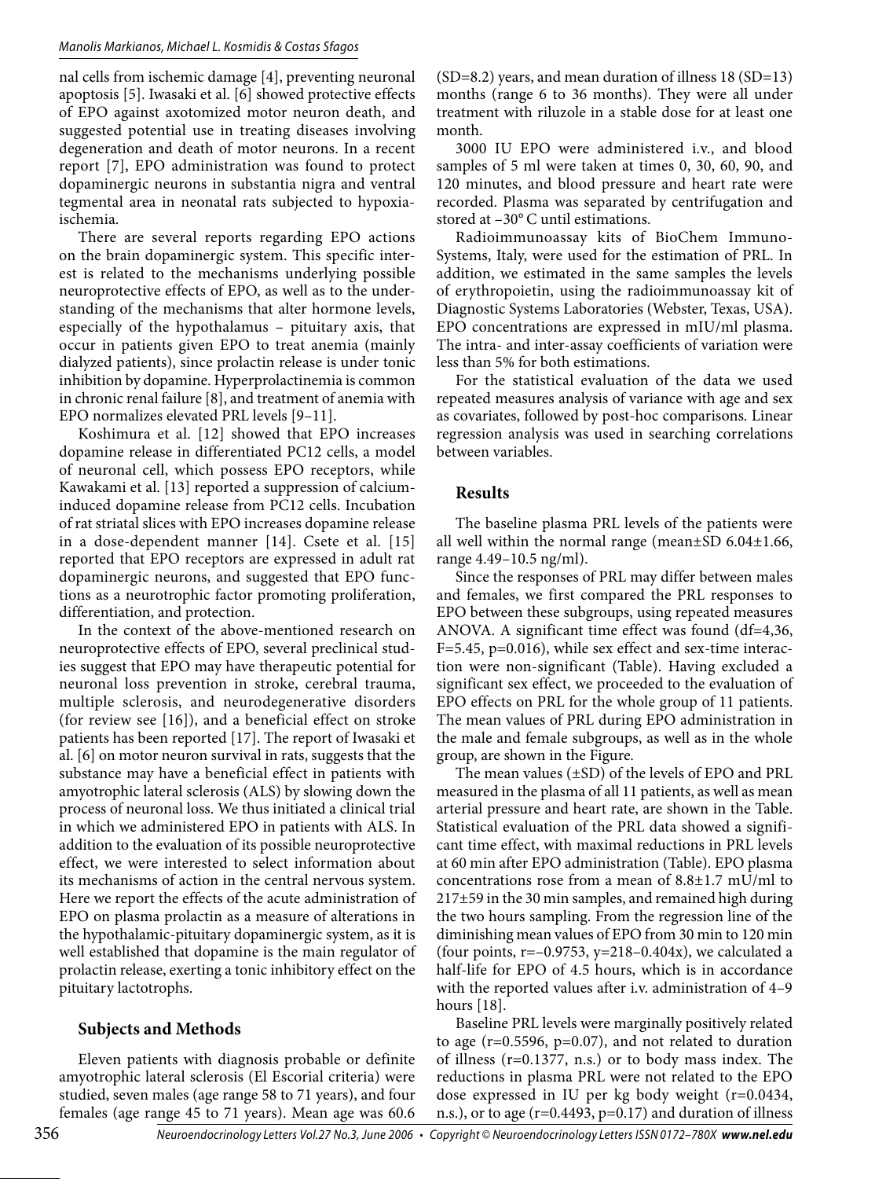nal cells from ischemic damage [4], preventing neuronal apoptosis [5]. Iwasaki et al. [6] showed protective effects of EPO against axotomized motor neuron death, and suggested potential use in treating diseases involving degeneration and death of motor neurons. In a recent report [7], EPO administration was found to protect dopaminergic neurons in substantia nigra and ventral tegmental area in neonatal rats subjected to hypoxia-ischemia.

There are several reports regarding EPO actions on the brain dopaminergic system. This specific interest is related to the mechanisms underlying possible neuroprotective effects of EPO, as well as to the understanding of the mechanisms that alter hormone levels, especially of the hypothalamus – pituitary axis, that occur in patients given EPO to treat anemia (mainly dialyzed patients), since prolactin release is under tonic inhibition by dopamine. Hyperprolactinemia is common in chronic renal failure [8], and treatment of anemia with EPO normalizes elevated PRL levels [9–11].

Koshimura et al. [12] showed that EPO increases dopamine release in differentiated PC12 cells, a model of neuronal cell, which possess EPO receptors, while Kawakami et al. [13] reported a suppression of calcium-induced dopamine release from PC12 cells. Incubation of rat striatal slices with EPO increases dopamine release in a dose-dependent manner [14]. Csete et al. [15] reported that EPO receptors are expressed in adult rat dopaminergic neurons, and suggested that EPO functions as a neurotrophic factor promoting proliferation, differentiation, and protection.

In the context of the above-mentioned research on neuroprotective effects of EPO, several preclinical studies suggest that EPO may have therapeutic potential for neuronal loss prevention in stroke, cerebral trauma, multiple sclerosis, and neurodegenerative disorders (for review see [16]), and a beneficial effect on stroke patients has been reported [17]. The report of Iwasaki et al. [6] on motor neuron survival in rats, suggests that the substance may have a beneficial effect in patients with amyotrophic lateral sclerosis (ALS) by slowing down the process of neuronal loss. We thus initiated a clinical trial in which we administered EPO in patients with ALS. In addition to the evaluation of its possible neuroprotective effect, we were interested to select information about its mechanisms of action in the central nervous system. Here we report the effects of the acute administration of EPO on plasma prolactin as a measure of alterations in the hypothalamic-pituitary dopaminergic system, as it is well established that dopamine is the main regulator of prolactin release, exerting a tonic inhibitory effect on the pituitary lactotrophs.

## Subjects and Methods

Eleven patients with diagnosis probable or definite amyotrophic lateral sclerosis (El Escorial criteria) were studied, seven males (age range 58 to 71 years), and four females (age range 45 to 71 years). Mean age was 60.6 (SD=8.2) years, and mean duration of illness 18 (SD=13) months (range 6 to 36 months). They were all under treatment with riluzole in a stable dose for at least one month.

3000 IU EPO were administered i.v., and blood samples of 5 ml were taken at times 0, 30, 60, 90, and 120 minutes, and blood pressure and heart rate were recorded. Plasma was separated by centrifugation and stored at −30° C until estimations.

Radioimmunoassay kits of BioChem Immuno-Systems, Italy, were used for the estimation of PRL. In addition, we estimated in the same samples the levels of erythropoietin, using the radioimmunoassay kit of Diagnostic Systems Laboratories (Webster, Texas, USA). EPO concentrations are expressed in mIU/ml plasma. The intra- and inter-assay coefficients of variation were less than 5% for both estimations.

For the statistical evaluation of the data we used repeated measures analysis of variance with age and sex as covariates, followed by post-hoc comparisons. Linear regression analysis was used in searching correlations between variables.

## Results

The baseline plasma PRL levels of the patients were all well within the normal range (mean±SD 6.04±1.66, range 4.49–10.5 ng/ml).

Since the responses of PRL may differ between males and females, we first compared the PRL responses to EPO between these subgroups, using repeated measures ANOVA. A significant time effect was found (df=4,36, F=5.45, p=0.016), while sex effect and sex-time interaction were non-significant (Table). Having excluded a significant sex effect, we proceeded to the evaluation of EPO effects on PRL for the whole group of 11 patients. The mean values of PRL during EPO administration in the male and female subgroups, as well as in the whole group, are shown in the Figure.

The mean values (±SD) of the levels of EPO and PRL measured in the plasma of all 11 patients, as well as mean arterial pressure and heart rate, are shown in the Table. Statistical evaluation of the PRL data showed a significant time effect, with maximal reductions in PRL levels at 60 min after EPO administration (Table). EPO plasma concentrations rose from a mean of 8.8±1.7 mU/ml to 217±59 in the 30 min samples, and remained high during the two hours sampling. From the regression line of the diminishing mean values of EPO from 30 min to 120 min (four points, r=−0.9753, y=218−0.404x), we calculated a half-life for EPO of 4.5 hours, which is in accordance with the reported values after i.v. administration of 4–9 hours [18].

Baseline PRL levels were marginally positively related to age (r=0.5596, p=0.07), and not related to duration of illness (r=0.1377, n.s.) or to body mass index. The reductions in plasma PRL were not related to the EPO dose expressed in IU per kg body weight (r=0.0434, n.s.), or to age (r=0.4493, p=0.17) and duration of illness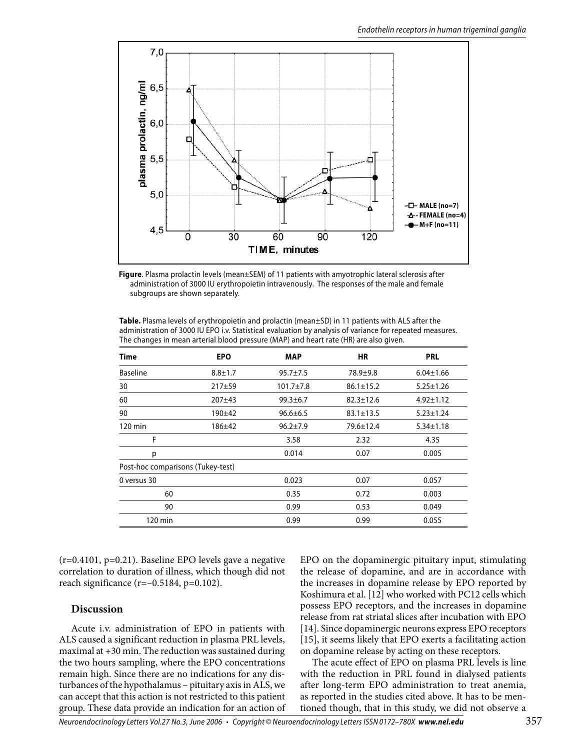**Figure**. Plasma prolactin levels (mean±SEM) of 11 patients with amyotrophic lateral sclerosis after administration of 3000 IU erythropoietin intravenously. The responses of the male and female subgroups are shown separately.

**Table.** Plasma levels of erythropoietin and prolactin (mean±SD) in 11 patients with ALS after the administration of 3000 IU EPO i.v. Statistical evaluation by analysis of variance for repeated measures. The changes in mean arterial blood pressure (MAP) and heart rate (HR) are also given.

| Time | EPO | MAP | HR | PRL |
|---|---|---|---|---|
| Baseline | 8.8±1.7 | 95.7±7.5 | 78.9±9.8 | 6.04±1.66 |
| 30 | 217±59 | 101.7±7.8 | 86.1±15.2 | 5.25±1.26 |
| 60 | 207±43 | 99.3±6.7 | 82.3±12.6 | 4.92±1.12 |
| 90 | 190±42 | 96.6±6.5 | 83.1±13.5 | 5.23±1.24 |
| 120 min | 186±42 | 96.2±7.9 | 79.6±12.4 | 5.34±1.18 |
| F | | 3.58 | 2.32 | 4.35 |
| p | | 0.014 | 0.07 | 0.005 |
| Post-hoc comparisons (Tukey-test) | | | | |
| 0 versus 30 | | 0.023 | 0.07 | 0.057 |
| 60 | | 0.35 | 0.72 | 0.003 |
| 90 | | 0.99 | 0.53 | 0.049 |
| 120 min | | 0.99 | 0.99 | 0.055 |

($r=0.4101$, $p=0.21$). Baseline EPO levels gave a negative correlation to duration of illness, which though did not reach significance ($r=-0.5184$, $p=0.102$).

## Discussion

Acute i.v. administration of EPO in patients with ALS caused a significant reduction in plasma PRL levels, maximal at +30 min. The reduction was sustained during the two hours sampling, where the EPO concentrations remain high. Since there are no indications for any disturbances of the hypothalamus – pituitary axis in ALS, we can accept that this action is not restricted to this patient group. These data provide an indication for an action of EPO on the dopaminergic pituitary input, stimulating the release of dopamine, and are in accordance with the increases in dopamine release by EPO reported by Koshimura et al. [12] who worked with PC12 cells which possess EPO receptors, and the increases in dopamine release from rat striatal slices after incubation with EPO [14]. Since dopaminergic neurons express EPO receptors [15], it seems likely that EPO exerts a facilitating action on dopamine release by acting on these receptors.

The acute effect of EPO on plasma PRL levels is line with the reduction in PRL found in dialysed patients after long-term EPO administration to treat anemia, as reported in the studies cited above. It has to be mentioned though, that in this study, we did not observe a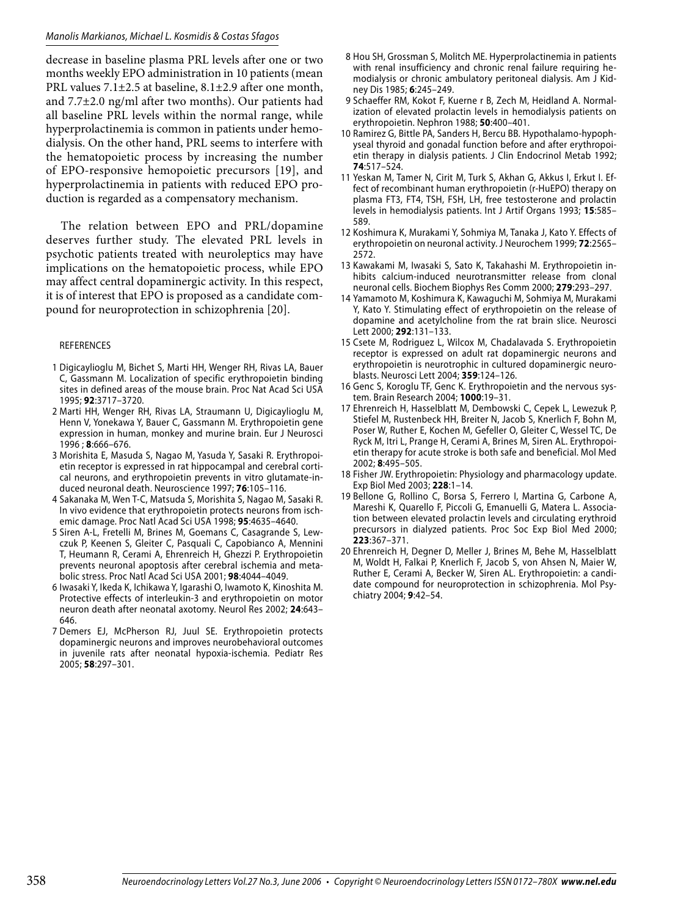decrease in baseline plasma PRL levels after one or two months weekly EPO administration in 10 patients (mean PRL values 7.1±2.5 at baseline, 8.1±2.9 after one month, and 7.7±2.0 ng/ml after two months). Our patients had all baseline PRL levels within the normal range, while hyperprolactinemia is common in patients under hemodialysis. On the other hand, PRL seems to interfere with the hematopoietic process by increasing the number of EPO-responsive hemopoietic precursors [19], and hyperprolactinemia in patients with reduced EPO production is regarded as a compensatory mechanism.

The relation between EPO and PRL/dopamine deserves further study. The elevated PRL levels in psychotic patients treated with neuroleptics may have implications on the hematopoietic process, while EPO may affect central dopaminergic activity. In this respect, it is of interest that EPO is proposed as a candidate compound for neuroprotection in schizophrenia [20].

REFERENCES

1 Digicaylioglu M, Bichet S, Marti HH, Wenger RH, Rivas LA, Bauer C, Gassmann M. Localization of specific erythropoietin binding sites in defined areas of the mouse brain. Proc Nat Acad Sci USA 1995; **92**:3717–3720.

2 Marti HH, Wenger RH, Rivas LA, Straumann U, Digicaylioglu M, Henn V, Yonekawa Y, Bauer C, Gassmann M. Erythropoietin gene expression in human, monkey and murine brain. Eur J Neurosci 1996 ; **8**:666–676.

3 Morishita E, Masuda S, Nagao M, Yasuda Y, Sasaki R. Erythropoietin receptor is expressed in rat hippocampal and cerebral cortical neurons, and erythropoietin prevents in vitro glutamate-induced neuronal death. Neuroscience 1997; **76**:105–116.

4 Sakanaka M, Wen T-C, Matsuda S, Morishita S, Nagao M, Sasaki R. In vivo evidence that erythropoietin protects neurons from ischemic damage. Proc Natl Acad Sci USA 1998; **95**:4635–4640.

5 Siren A-L, Fretelli M, Brines M, Goemans C, Casagrande S, Lewczuk P, Keenen S, Gleiter C, Pasquali C, Capobianco A, Mennini T, Heumann R, Cerami A, Ehrenreich H, Ghezzi P. Erythropoietin prevents neuronal apoptosis after cerebral ischemia and metabolic stress. Proc Natl Acad Sci USA 2001; **98**:4044–4049.

6 Iwasaki Y, Ikeda K, Ichikawa Y, Igarashi O, Iwamoto K, Kinoshita M. Protective effects of interleukin-3 and erythropoietin on motor neuron death after neonatal axotomy. Neurol Res 2002; **24**:643–646.

7 Demers EJ, McPherson RJ, Juul SE. Erythropoietin protects dopaminergic neurons and improves neurobehavioral outcomes in juvenile rats after neonatal hypoxia-ischemia. Pediatr Res 2005; **58**:297–301.

8 Hou SH, Grossman S, Molitch ME. Hyperprolactinemia in patients with renal insufficiency and chronic renal failure requiring hemodialysis or chronic ambulatory peritoneal dialysis. Am J Kidney Dis 1985; **6**:245–249.

9 Schaeffer RM, Kokot F, Kuerne r B, Zech M, Heidland A. Normalization of elevated prolactin levels in hemodialysis patients on erythropoietin. Nephron 1988; **50**:400–401.

10 Ramirez G, Bittle PA, Sanders H, Bercu BB. Hypothalamo-hypophyseal thyroid and gonadal function before and after erythropoietin therapy in dialysis patients. J Clin Endocrinol Metab 1992; **74**:517–524.

11 Yeskan M, Tamer N, Cirit M, Turk S, Akhan G, Akkus I, Erkut I. Effect of recombinant human erythropoietin (r-HuEPO) therapy on plasma FT3, FT4, TSH, FSH, LH, free testosterone and prolactin levels in hemodialysis patients. Int J Artif Organs 1993; **15**:585–589.

12 Koshimura K, Murakami Y, Sohmiya M, Tanaka J, Kato Y. Effects of erythropoietin on neuronal activity. J Neurochem 1999; **72**:2565–2572.

13 Kawakami M, Iwasaki S, Sato K, Takahashi M. Erythropoietin inhibits calcium-induced neurotransmitter release from clonal neuronal cells. Biochem Biophys Res Comm 2000; **279**:293–297.

14 Yamamoto M, Koshimura K, Kawaguchi M, Sohmiya M, Murakami Y, Kato Y. Stimulating effect of erythropoietin on the release of dopamine and acetylcholine from the rat brain slice. Neurosci Lett 2000; **292**:131–133.

15 Csete M, Rodriguez L, Wilcox M, Chadalavada S. Erythropoietin receptor is expressed on adult rat dopaminergic neurons and erythropoietin is neurotrophic in cultured dopaminergic neuroblasts. Neurosci Lett 2004; **359**:124–126.

16 Genc S, Koroglu TF, Genc K. Erythropoietin and the nervous system. Brain Research 2004; **1000**:19–31.

17 Ehrenreich H, Hasselblatt M, Dembowski C, Cepek L, Lewezuk P, Stiefel M, Rustenbeck HH, Breiter N, Jacob S, Knerlich F, Bohn M, Poser W, Ruther E, Kochen M, Gefeller O, Gleiter C, Wessel TC, De Ryck M, Itri L, Prange H, Cerami A, Brines M, Siren AL. Erythropoietin therapy for acute stroke is both safe and beneficial. Mol Med 2002; **8**:495–505.

18 Fisher JW. Erythropoietin: Physiology and pharmacology update. Exp Biol Med 2003; **228**:1–14.

19 Bellone G, Rollino C, Borsa S, Ferrero I, Martina G, Carbone A, Mareshi K, Quarello F, Piccoli G, Emanuelli G, Matera L. Association between elevated prolactin levels and circulating erythroid precursors in dialyzed patients. Proc Soc Exp Biol Med 2000; **223**:367–371.

20 Ehrenreich H, Degner D, Meller J, Brines M, Behe M, Hasselblatt M, Woldt H, Falkai P, Knerlich F, Jacob S, von Ahsen N, Maier W, Ruther E, Cerami A, Becker W, Siren AL. Erythropoietin: a candidate compound for neuroprotection in schizophrenia. Mol Psychiatry 2004; **9**:42–54.